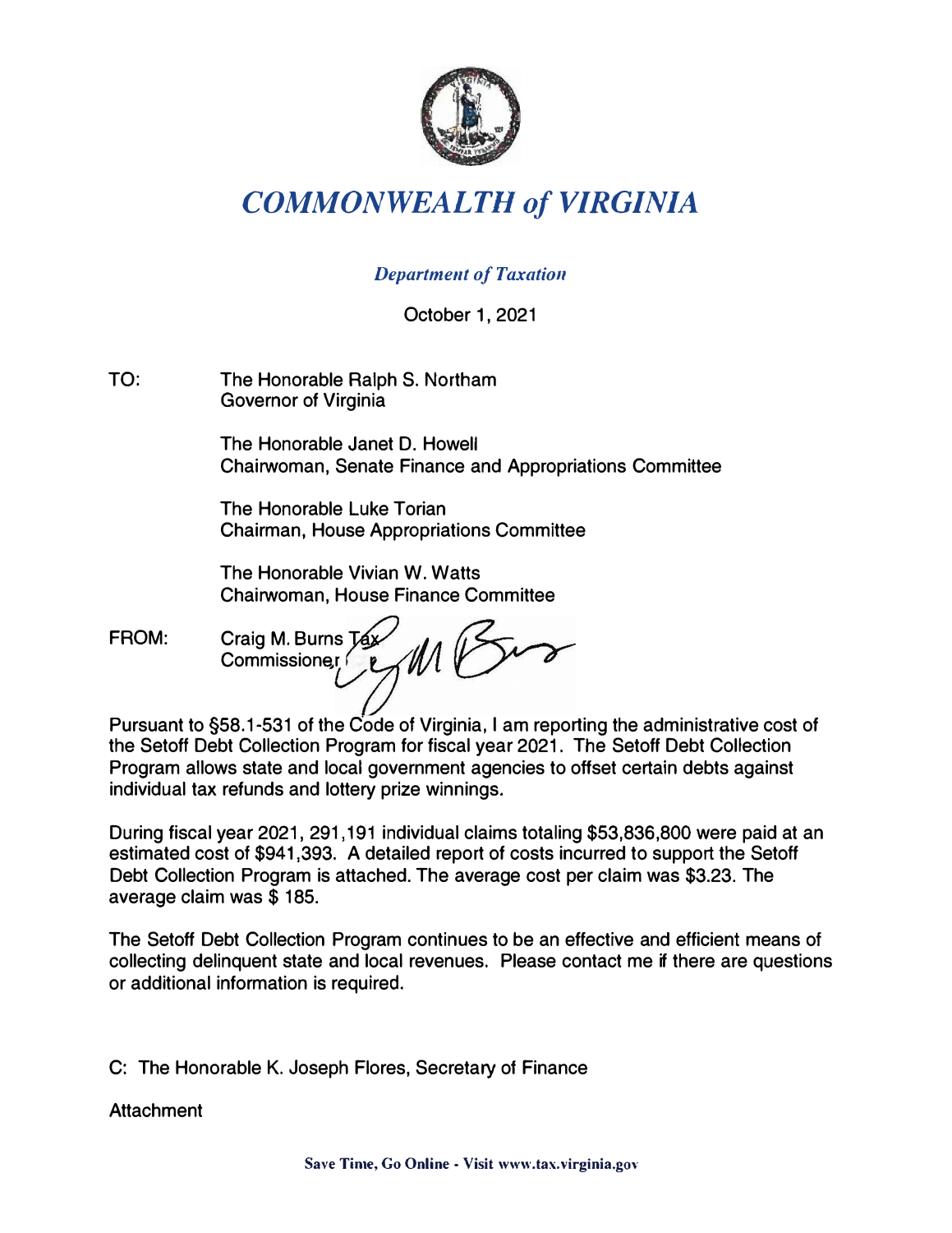# *COMMONWEALTH of VIRGINIA*

*Department of Taxation*

October 1, 2021

TO: The Honorable Ralph S. Northam
Governor of Virginia

The Honorable Janet D. Howell
Chairwoman, Senate Finance and Appropriations Committee

The Honorable Luke Torian
Chairman, House Appropriations Committee

The Honorable Vivian W. Watts
Chairwoman, House Finance Committee

FROM: Craig M. Burns Tax
Commissioner

Pursuant to §58.1-531 of the Code of Virginia, I am reporting the administrative cost of the Setoff Debt Collection Program for fiscal year 2021. The Setoff Debt Collection Program allows state and local government agencies to offset certain debts against individual tax refunds and lottery prize winnings.

During fiscal year 2021, 291,191 individual claims totaling $53,836,800 were paid at an estimated cost of $941,393. A detailed report of costs incurred to support the Setoff Debt Collection Program is attached. The average cost per claim was $3.23. The average claim was $ 185.

The Setoff Debt Collection Program continues to be an effective and efficient means of collecting delinquent state and local revenues. Please contact me if there are questions or additional information is required.

C: The Honorable K. Joseph Flores, Secretary of Finance

Attachment

Save Time, Go Online - Visit www.tax.virginia.gov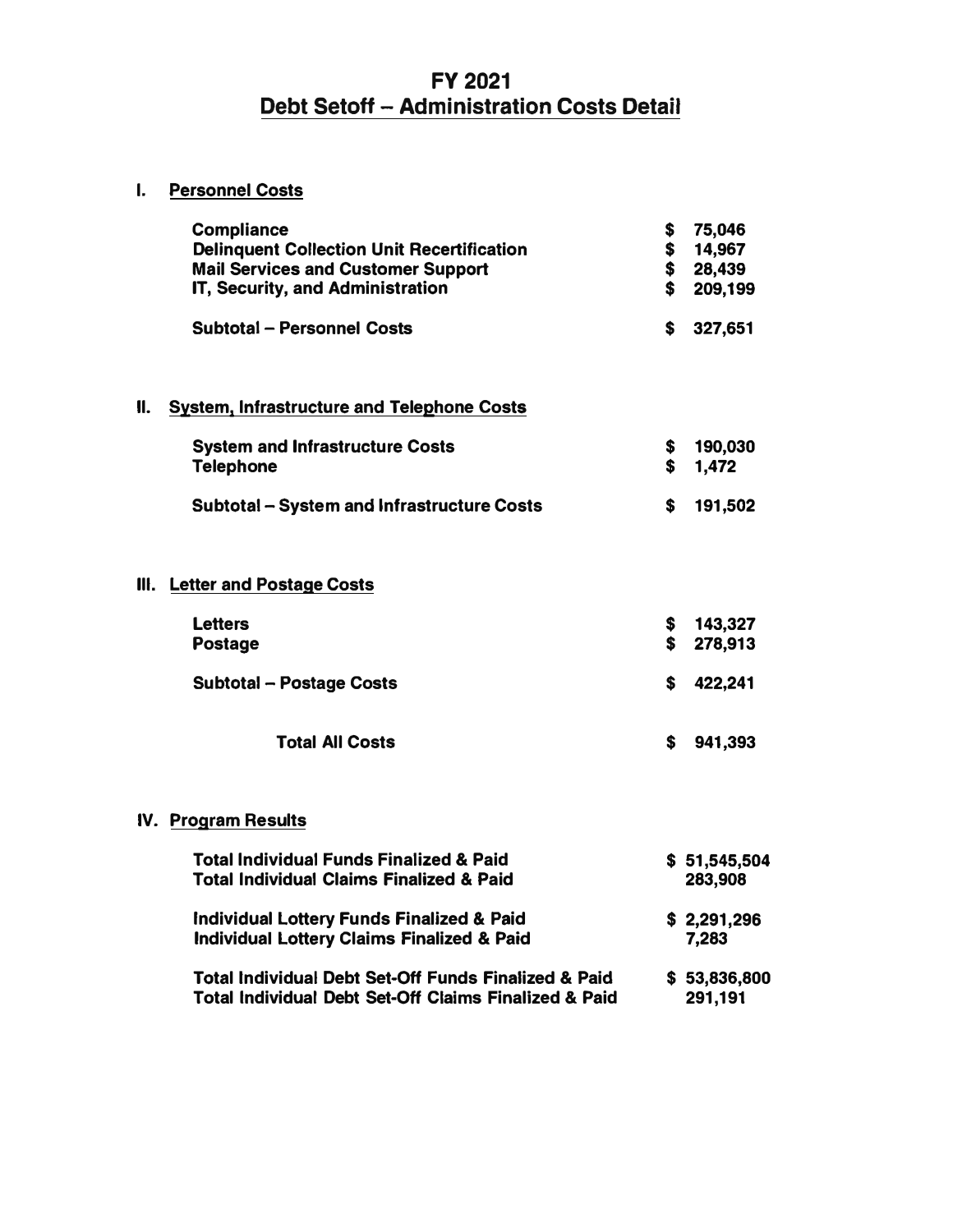# FY 2021
# Debt Setoff – Administration Costs Detail

## I. Personnel Costs

| | |
|---|---|
| **Compliance** | **$ 75,046** |
| **Delinquent Collection Unit Recertification** | **$ 14,967** |
| **Mail Services and Customer Support** | **$ 28,439** |
| **IT, Security, and Administration** | **$ 209,199** |
| **Subtotal – Personnel Costs** | **$ 327,651** |

## II. System, Infrastructure and Telephone Costs

| | |
|---|---|
| **System and Infrastructure Costs** | **$ 190,030** |
| **Telephone** | **$ 1,472** |
| **Subtotal – System and Infrastructure Costs** | **$ 191,502** |

## III. Letter and Postage Costs

| | |
|---|---|
| **Letters** | **$ 143,327** |
| **Postage** | **$ 278,913** |
| **Subtotal – Postage Costs** | **$ 422,241** |
| **Total All Costs** | **$ 941,393** |

## IV. Program Results

| | |
|---|---|
| **Total Individual Funds Finalized & Paid** | **$ 51,545,504** |
| **Total Individual Claims Finalized & Paid** | **283,908** |
| **Individual Lottery Funds Finalized & Paid** | **$ 2,291,296** |
| **Individual Lottery Claims Finalized & Paid** | **7,283** |
| **Total Individual Debt Set-Off Funds Finalized & Paid** | **$ 53,836,800** |
| **Total Individual Debt Set-Off Claims Finalized & Paid** | **291,191** |